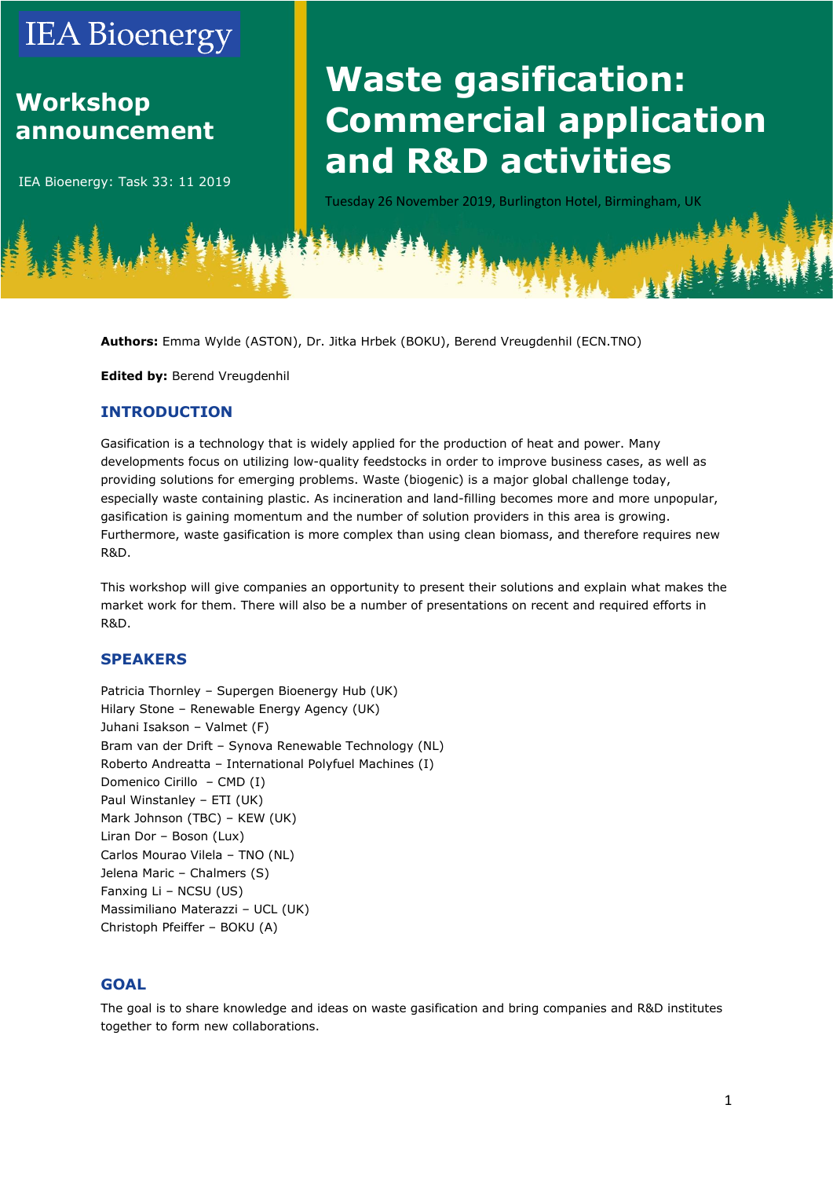IEA Bioenergy

# Workshop announcement

IEA Bioenergy: Task 33: 11 2019

# Waste gasification: Commercial application and R&D activities

Tuesday 26 November 2019, Burlington Hotel, Birmingham, UK

**Authors:** Emma Wylde (ASTON), Dr. Jitka Hrbek (BOKU), Berend Vreugdenhil (ECN.TNO)

**Edited by:** Berend Vreugdenhil

## INTRODUCTION

Gasification is a technology that is widely applied for the production of heat and power. Many developments focus on utilizing low-quality feedstocks in order to improve business cases, as well as providing solutions for emerging problems. Waste (biogenic) is a major global challenge today, especially waste containing plastic. As incineration and land-filling becomes more and more unpopular, gasification is gaining momentum and the number of solution providers in this area is growing. Furthermore, waste gasification is more complex than using clean biomass, and therefore requires new R&D.

This workshop will give companies an opportunity to present their solutions and explain what makes the market work for them. There will also be a number of presentations on recent and required efforts in R&D.

## SPEAKERS

Patricia Thornley – Supergen Bioenergy Hub (UK)
Hilary Stone – Renewable Energy Agency (UK)
Juhani Isakson – Valmet (F)
Bram van der Drift – Synova Renewable Technology (NL)
Roberto Andreatta – International Polyfuel Machines (I)
Domenico Cirillo – CMD (I)
Paul Winstanley – ETI (UK)
Mark Johnson (TBC) – KEW (UK)
Liran Dor – Boson (Lux)
Carlos Mourao Vilela – TNO (NL)
Jelena Maric – Chalmers (S)
Fanxing Li – NCSU (US)
Massimiliano Materazzi – UCL (UK)
Christoph Pfeiffer – BOKU (A)

## GOAL

The goal is to share knowledge and ideas on waste gasification and bring companies and R&D institutes together to form new collaborations.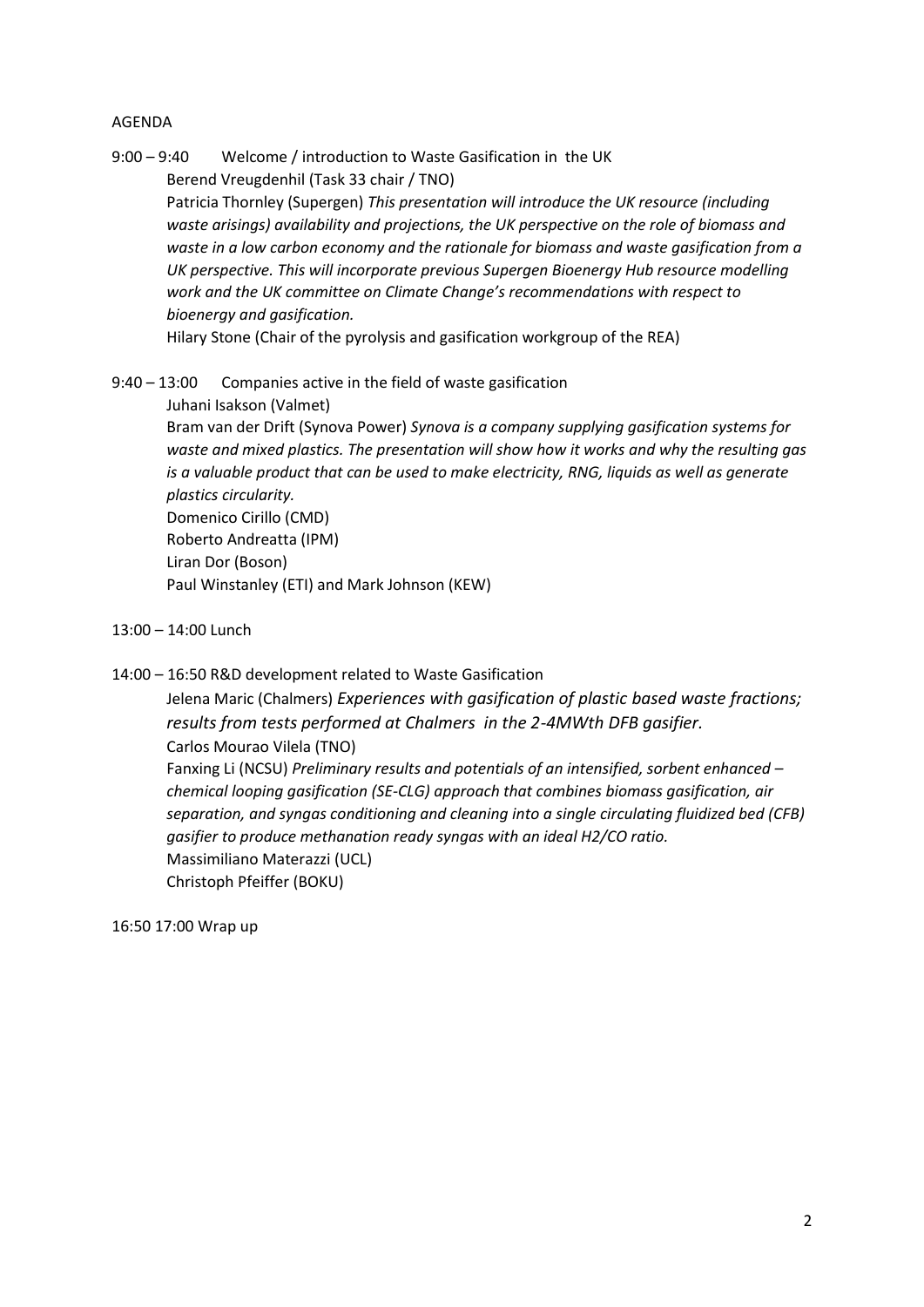AGENDA

9:00 – 9:40 Welcome / introduction to Waste Gasification in the UK

Berend Vreugdenhil (Task 33 chair / TNO)

Patricia Thornley (Supergen) *This presentation will introduce the UK resource (including waste arisings) availability and projections, the UK perspective on the role of biomass and waste in a low carbon economy and the rationale for biomass and waste gasification from a UK perspective. This will incorporate previous Supergen Bioenergy Hub resource modelling work and the UK committee on Climate Change's recommendations with respect to bioenergy and gasification.*

Hilary Stone (Chair of the pyrolysis and gasification workgroup of the REA)

9:40 – 13:00 Companies active in the field of waste gasification

Juhani Isakson (Valmet)

Bram van der Drift (Synova Power) *Synova is a company supplying gasification systems for waste and mixed plastics. The presentation will show how it works and why the resulting gas is a valuable product that can be used to make electricity, RNG, liquids as well as generate plastics circularity.*

Domenico Cirillo (CMD)

Roberto Andreatta (IPM)

Liran Dor (Boson)

Paul Winstanley (ETI) and Mark Johnson (KEW)

13:00 – 14:00 Lunch

14:00 – 16:50 R&D development related to Waste Gasification

Jelena Maric (Chalmers) *Experiences with gasification of plastic based waste fractions; results from tests performed at Chalmers in the 2-4MWth DFB gasifier.*

Carlos Mourao Vilela (TNO)

Fanxing Li (NCSU) *Preliminary results and potentials of an intensified, sorbent enhanced – chemical looping gasification (SE-CLG) approach that combines biomass gasification, air separation, and syngas conditioning and cleaning into a single circulating fluidized bed (CFB) gasifier to produce methanation ready syngas with an ideal H2/CO ratio.*

Massimiliano Materazzi (UCL)

Christoph Pfeiffer (BOKU)

16:50 17:00 Wrap up